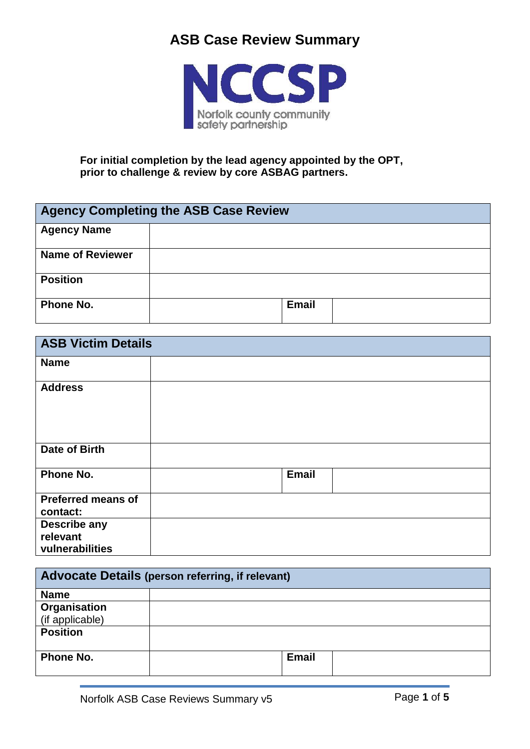# ASB Case Review Summary

NCCSP
Norfolk county community safety partnership

**For initial completion by the lead agency appointed by the OPT, prior to challenge & review by core ASBAG partners.**

| Agency Completing the ASB Case Review | | | |
|---|---|---|---|
| **Agency Name** | | | |
| **Name of Reviewer** | | | |
| **Position** | | | |
| **Phone No.** | | **Email** | |

| ASB Victim Details | | | |
|---|---|---|---|
| **Name** | | | |
| **Address** | | | |
| **Date of Birth** | | | |
| **Phone No.** | | **Email** | |
| **Preferred means of contact:** | | | |
| **Describe any relevant vulnerabilities** | | | |

| Advocate Details (person referring, if relevant) | | | |
|---|---|---|---|
| **Name** | | | |
| **Organisation** (if applicable) | | | |
| **Position** | | | |
| **Phone No.** | | **Email** | |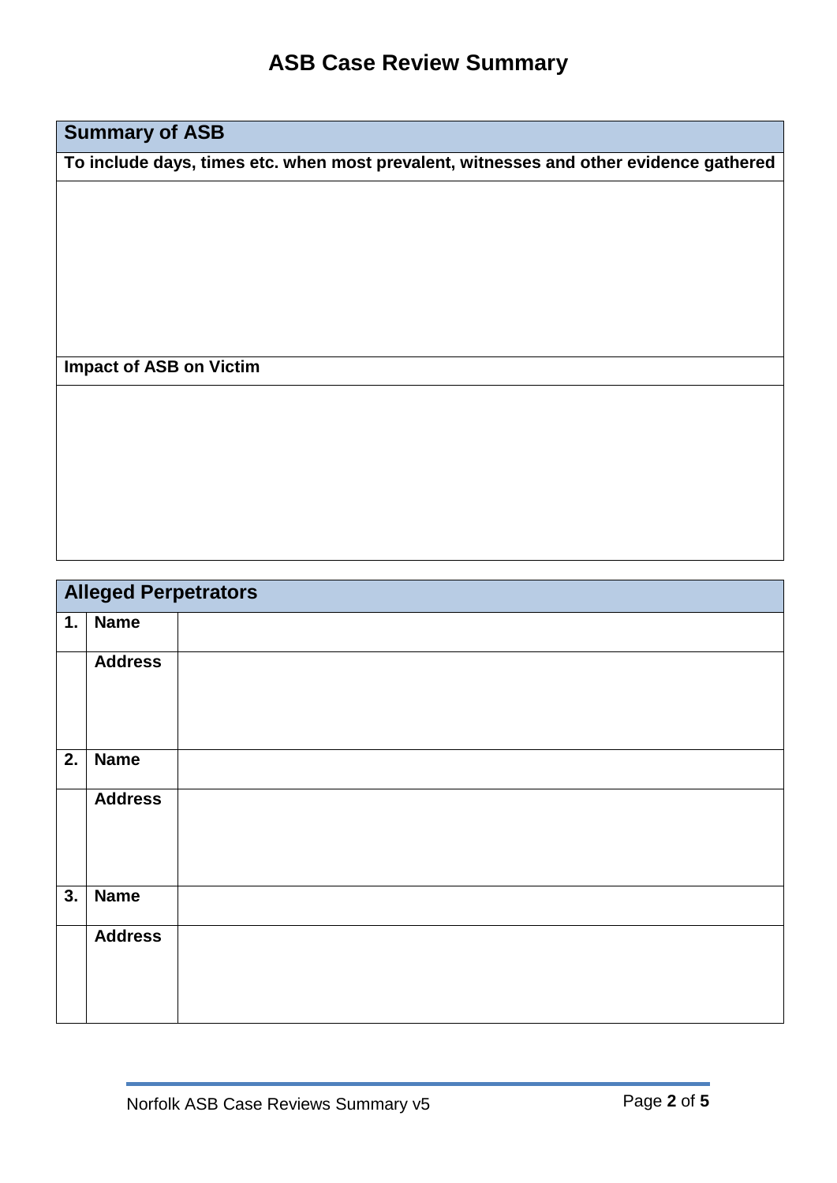# ASB Case Review Summary

| Summary of ASB |
|---|
| **To include days, times etc. when most prevalent, witnesses and other evidence gathered** |
| |
| **Impact of ASB on Victim** |
| |

| Alleged Perpetrators | | |
|---|---|---|
| **1.** | **Name** | |
| | **Address** | |
| **2.** | **Name** | |
| | **Address** | |
| **3.** | **Name** | |
| | **Address** | |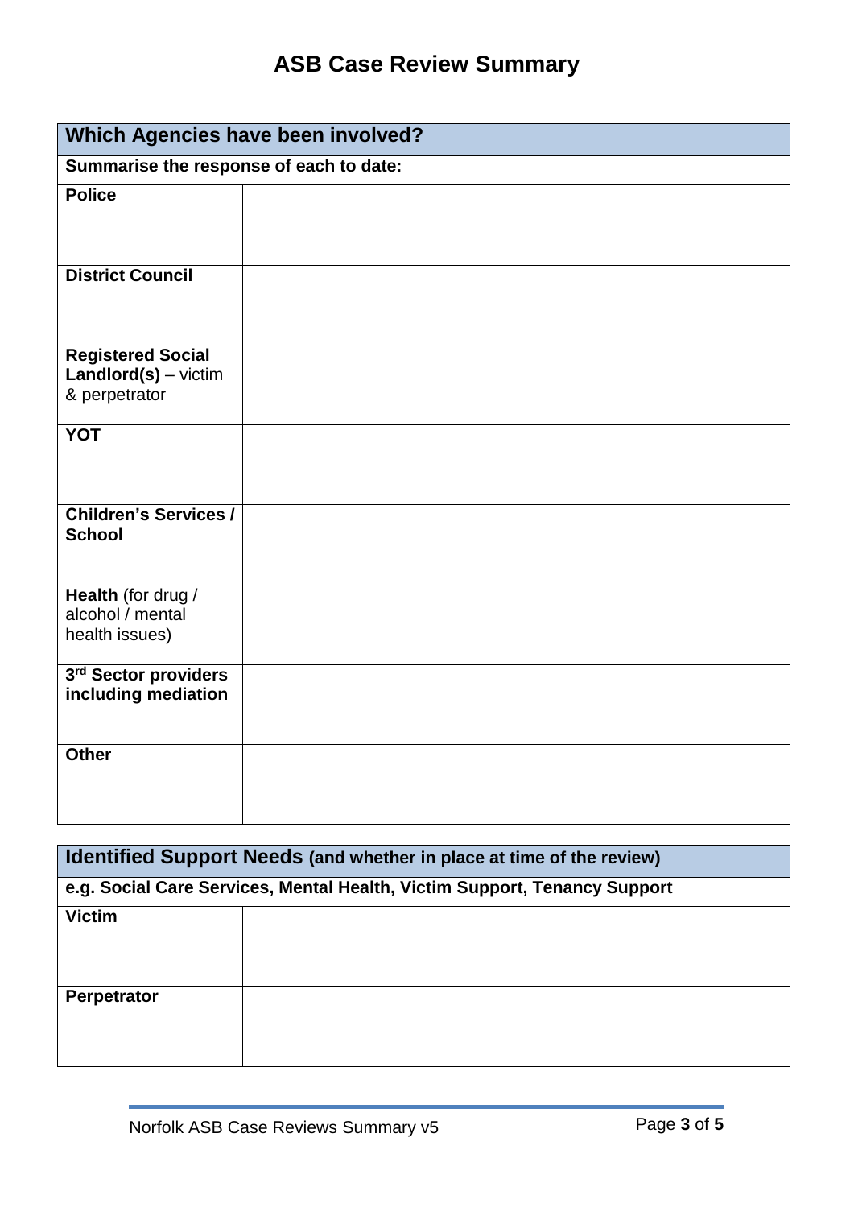# ASB Case Review Summary

| Which Agencies have been involved? | |
|---|---|
| **Summarise the response of each to date:** | |
| **Police** | |
| **District Council** | |
| **Registered Social Landlord(s)** – victim & perpetrator | |
| **YOT** | |
| **Children's Services / School** | |
| **Health** (for drug / alcohol / mental health issues) | |
| **3rd Sector providers including mediation** | |
| **Other** | |

| Identified Support Needs (and whether in place at time of the review) | |
|---|---|
| **e.g. Social Care Services, Mental Health, Victim Support, Tenancy Support** | |
| **Victim** | |
| **Perpetrator** | |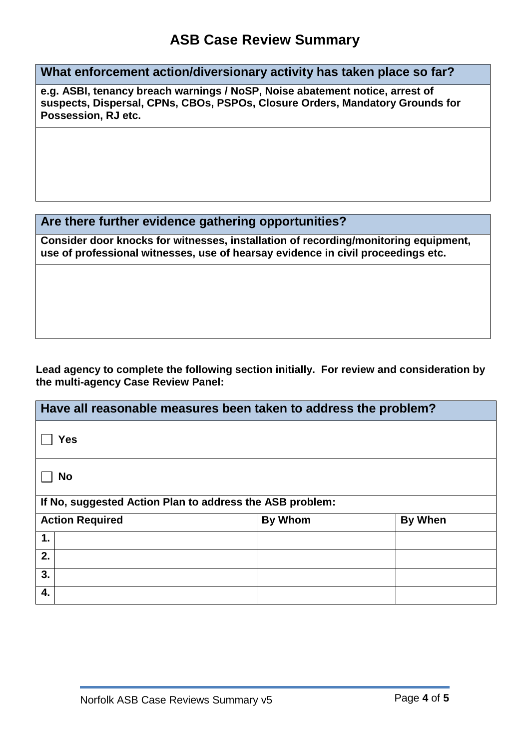# ASB Case Review Summary

## What enforcement action/diversionary activity has taken place so far?

**e.g. ASBI, tenancy breach warnings / NoSP, Noise abatement notice, arrest of suspects, Dispersal, CPNs, CBOs, PSPOs, Closure Orders, Mandatory Grounds for Possession, RJ etc.**

## Are there further evidence gathering opportunities?

**Consider door knocks for witnesses, installation of recording/monitoring equipment, use of professional witnesses, use of hearsay evidence in civil proceedings etc.**

**Lead agency to complete the following section initially. For review and consideration by the multi-agency Case Review Panel:**

## Have all reasonable measures been taken to address the problem?

☐ **Yes**

☐ **No**

**If No, suggested Action Plan to address the ASB problem:**

| | Action Required | By Whom | By When |
|---|---|---|---|
| **1.** | | | |
| **2.** | | | |
| **3.** | | | |
| **4.** | | | |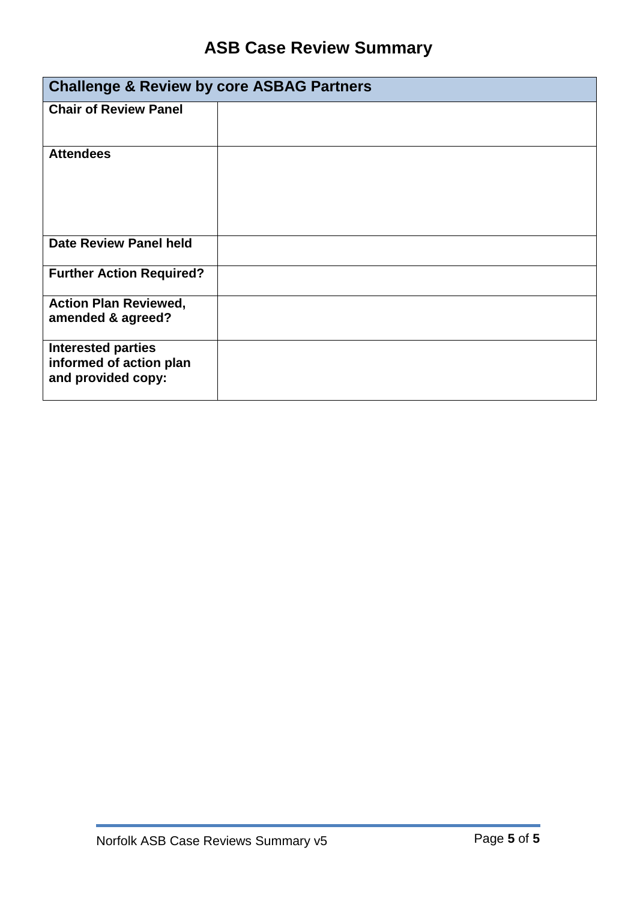# ASB Case Review Summary

| Challenge & Review by core ASBAG Partners | |
|---|---|
| **Chair of Review Panel** | |
| **Attendees** | |
| **Date Review Panel held** | |
| **Further Action Required?** | |
| **Action Plan Reviewed, amended & agreed?** | |
| **Interested parties informed of action plan and provided copy:** | |